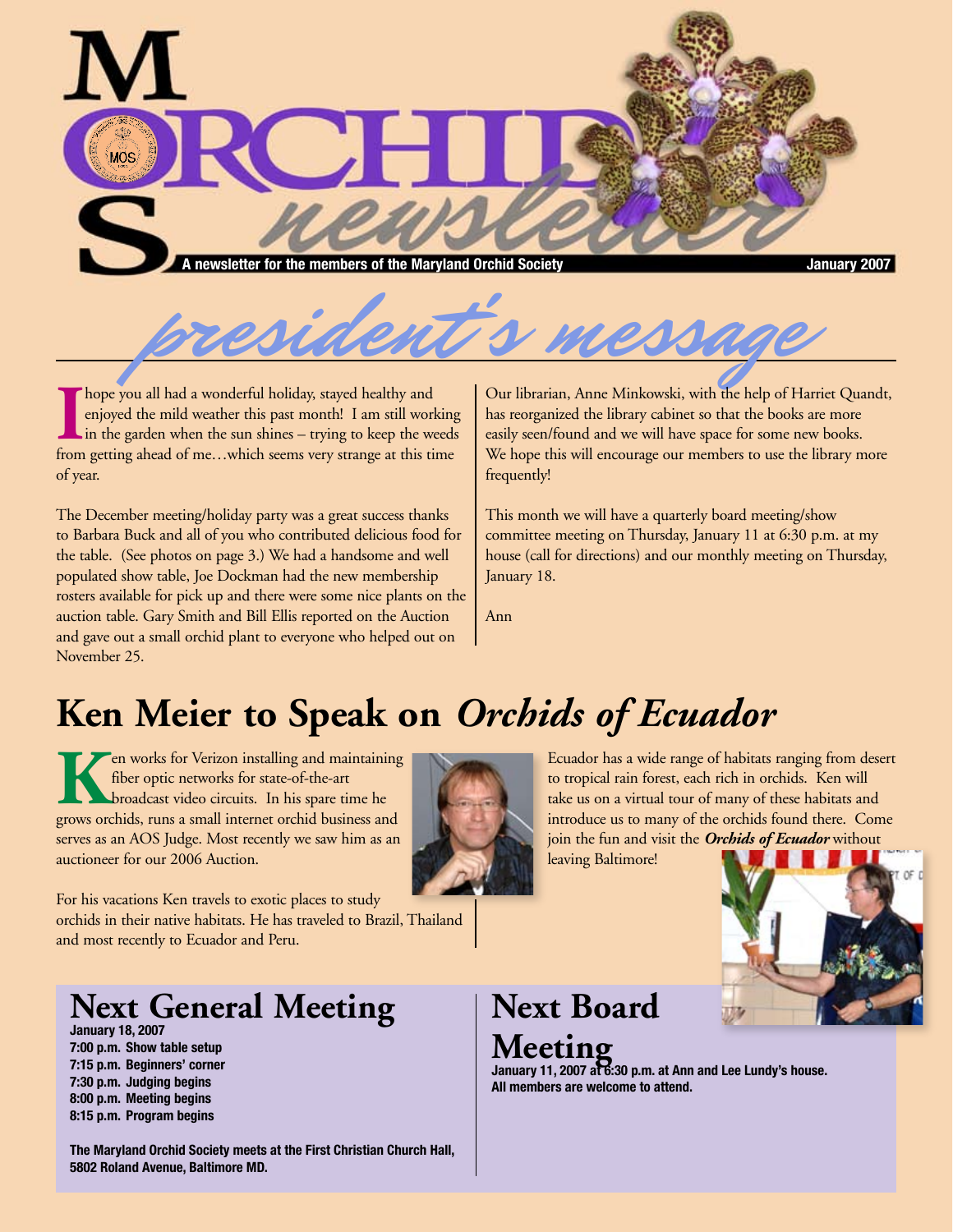# MOS Orchid newsletter

A newsletter for the members of the Maryland Orchid Society — January 2007

## president's message

I hope you all had a wonderful holiday, stayed healthy and enjoyed the mild weather this past month! I am still working in the garden when the sun shines – trying to keep the weeds from getting ahead of me…which seems very strange at this time of year.

The December meeting/holiday party was a great success thanks to Barbara Buck and all of you who contributed delicious food for the table. (See photos on page 3.) We had a handsome and well populated show table, Joe Dockman had the new membership rosters available for pick up and there were some nice plants on the auction table. Gary Smith and Bill Ellis reported on the Auction and gave out a small orchid plant to everyone who helped out on November 25.

Our librarian, Anne Minkowski, with the help of Harriet Quandt, has reorganized the library cabinet so that the books are more easily seen/found and we will have space for some new books. We hope this will encourage our members to use the library more frequently!

This month we will have a quarterly board meeting/show committee meeting on Thursday, January 11 at 6:30 p.m. at my house (call for directions) and our monthly meeting on Thursday, January 18.

Ann

# Ken Meier to Speak on *Orchids of Ecuador*

Ken works for Verizon installing and maintaining fiber optic networks for state-of-the-art broadcast video circuits. In his spare time he grows orchids, runs a small internet orchid business and serves as an AOS Judge. Most recently we saw him as an auctioneer for our 2006 Auction.

For his vacations Ken travels to exotic places to study orchids in their native habitats. He has traveled to Brazil, Thailand and most recently to Ecuador and Peru.

Ecuador has a wide range of habitats ranging from desert to tropical rain forest, each rich in orchids. Ken will take us on a virtual tour of many of these habitats and introduce us to many of the orchids found there. Come join the fun and visit the ***Orchids of Ecuador*** without leaving Baltimore!

## Next General Meeting

**January 18, 2007**
**7:00 p.m. Show table setup**
**7:15 p.m. Beginners' corner**
**7:30 p.m. Judging begins**
**8:00 p.m. Meeting begins**
**8:15 p.m. Program begins**

**The Maryland Orchid Society meets at the First Christian Church Hall, 5802 Roland Avenue, Baltimore MD.**

## Next Board Meeting

**January 11, 2007 at 6:30 p.m. at Ann and Lee Lundy's house. All members are welcome to attend.**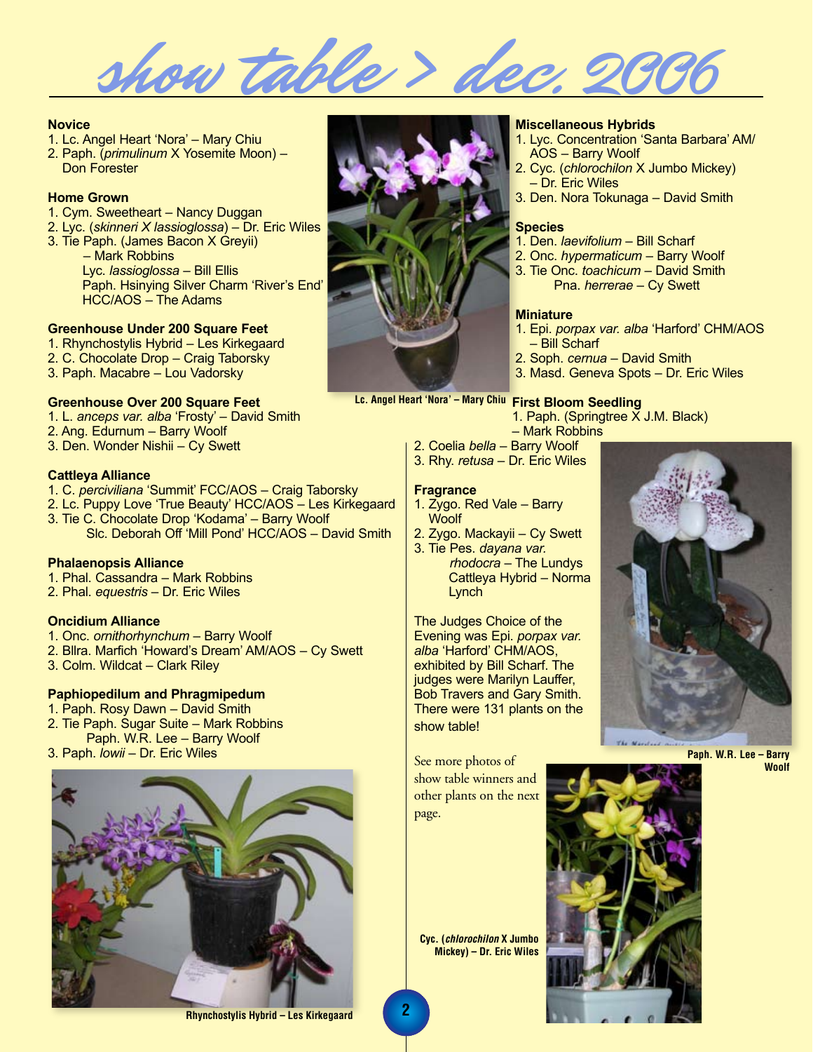# show table > dec. 2006

### Novice

1. Lc. Angel Heart 'Nora' – Mary Chiu
2. Paph. (*primulinum* X Yosemite Moon) – Don Forester

### Home Grown

1. Cym. Sweetheart – Nancy Duggan
2. Lyc. (*skinneri X lassioglossa*) – Dr. Eric Wiles
3. Tie Paph. (James Bacon X Greyii) – Mark Robbins
   Lyc. *lassioglossa* – Bill Ellis
   Paph. Hsinying Silver Charm 'River's End' HCC/AOS – The Adams

### Greenhouse Under 200 Square Feet

1. Rhynchostylis Hybrid – Les Kirkegaard
2. C. Chocolate Drop – Craig Taborsky
3. Paph. Macabre – Lou Vadorsky

### Greenhouse Over 200 Square Feet

1. L. *anceps var. alba* 'Frosty' – David Smith
2. Ang. Edurnum – Barry Woolf
3. Den. Wonder Nishii – Cy Swett

### Cattleya Alliance

1. C. *perciviliana* 'Summit' FCC/AOS – Craig Taborsky
2. Lc. Puppy Love 'True Beauty' HCC/AOS – Les Kirkegaard
3. Tie C. Chocolate Drop 'Kodama' – Barry Woolf
   Slc. Deborah Off 'Mill Pond' HCC/AOS – David Smith

### Phalaenopsis Alliance

1. Phal. Cassandra – Mark Robbins
2. Phal. *equestris* – Dr. Eric Wiles

### Oncidium Alliance

1. Onc. *ornithorhynchum* – Barry Woolf
2. Bllra. Marfich 'Howard's Dream' AM/AOS – Cy Swett
3. Colm. Wildcat – Clark Riley

### Paphiopedilum and Phragmipedum

1. Paph. Rosy Dawn – David Smith
2. Tie Paph. Sugar Suite – Mark Robbins
   Paph. W.R. Lee – Barry Woolf
3. Paph. *lowii* – Dr. Eric Wiles

Lc. Angel Heart 'Nora' – Mary Chiu

Rhynchostylis Hybrid – Les Kirkegaard

### Miscellaneous Hybrids

1. Lyc. Concentration 'Santa Barbara' AM/AOS – Barry Woolf
2. Cyc. (*chlorochilon* X Jumbo Mickey) – Dr. Eric Wiles
3. Den. Nora Tokunaga – David Smith

### Species

1. Den. *laevifolium* – Bill Scharf
2. Onc. *hypermaticum* – Barry Woolf
3. Tie Onc. *toachicum* – David Smith
   Pna. *herrerae* – Cy Swett

### Miniature

1. Epi. *porpax var. alba* 'Harford' CHM/AOS – Bill Scharf
2. Soph. *cernua* – David Smith
3. Masd. Geneva Spots – Dr. Eric Wiles

### First Bloom Seedling

1. Paph. (Springtree X J.M. Black) – Mark Robbins
2. Coelia *bella* – Barry Woolf
3. Rhy. *retusa* – Dr. Eric Wiles

### Fragrance

1. Zygo. Red Vale – Barry Woolf
2. Zygo. Mackayii – Cy Swett
3. Tie Pes. *dayana var. rhodocra* – The Lundys
   Cattleya Hybrid – Norma Lynch

The Judges Choice of the Evening was Epi. *porpax var. alba* 'Harford' CHM/AOS, exhibited by Bill Scharf. The judges were Marilyn Lauffer, Bob Travers and Gary Smith. There were 131 plants on the show table!

See more photos of show table winners and other plants on the next page.

Paph. W.R. Lee – Barry Woolf

Cyc. (*chlorochilon* X Jumbo Mickey) – Dr. Eric Wiles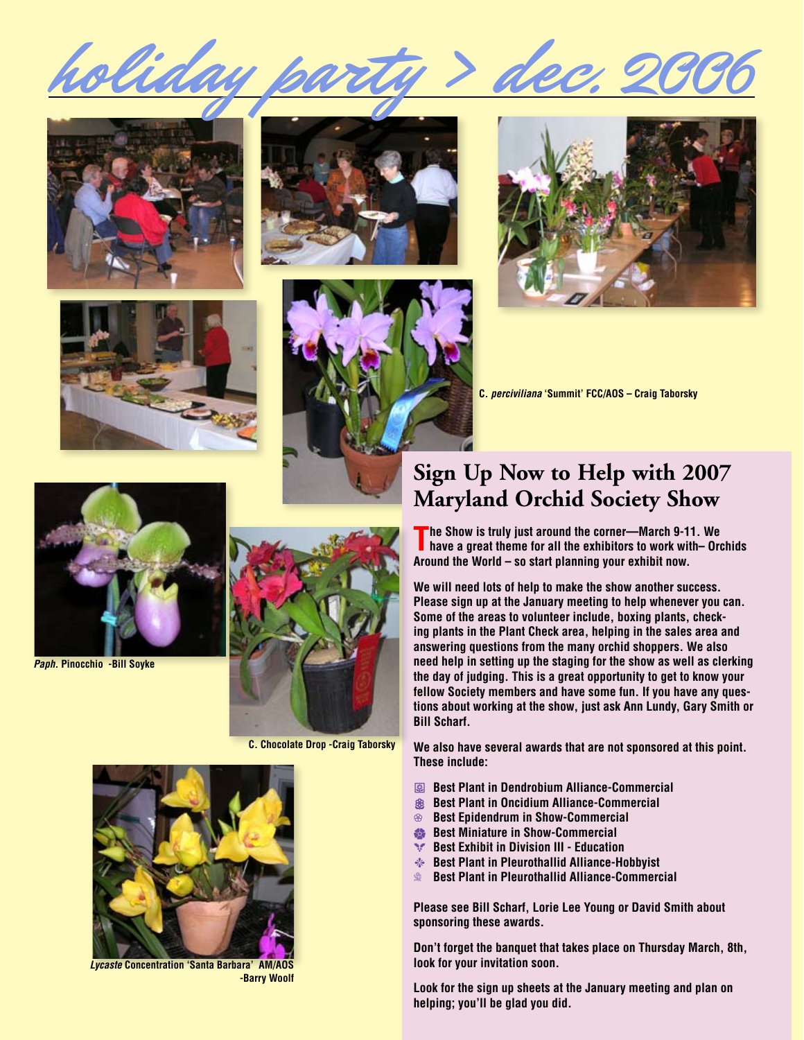# holiday party > dec. 2006

C. *perciviliana* 'Summit' FCC/AOS – Craig Taborsky

*Paph.* Pinocchio -Bill Soyke

C. Chocolate Drop -Craig Taborsky

*Lycaste* Concentration 'Santa Barbara' AM/AOS -Barry Woolf

## Sign Up Now to Help with 2007 Maryland Orchid Society Show

The Show is truly just around the corner—March 9-11. We have a great theme for all the exhibitors to work with– Orchids Around the World – so start planning your exhibit now.

We will need lots of help to make the show another success. Please sign up at the January meeting to help whenever you can. Some of the areas to volunteer include, boxing plants, checking plants in the Plant Check area, helping in the sales area and answering questions from the many orchid shoppers. We also need help in setting up the staging for the show as well as clerking the day of judging. This is a great opportunity to get to know your fellow Society members and have some fun. If you have any questions about working at the show, just ask Ann Lundy, Gary Smith or Bill Scharf.

We also have several awards that are not sponsored at this point. These include:

- Best Plant in Dendrobium Alliance-Commercial
- Best Plant in Oncidium Alliance-Commercial
- Best Epidendrum in Show-Commercial
- Best Miniature in Show-Commercial
- Best Exhibit in Division III - Education
- Best Plant in Pleurothallid Alliance-Hobbyist
- Best Plant in Pleurothallid Alliance-Commercial

Please see Bill Scharf, Lorie Lee Young or David Smith about sponsoring these awards.

Don't forget the banquet that takes place on Thursday March, 8th, look for your invitation soon.

Look for the sign up sheets at the January meeting and plan on helping; you'll be glad you did.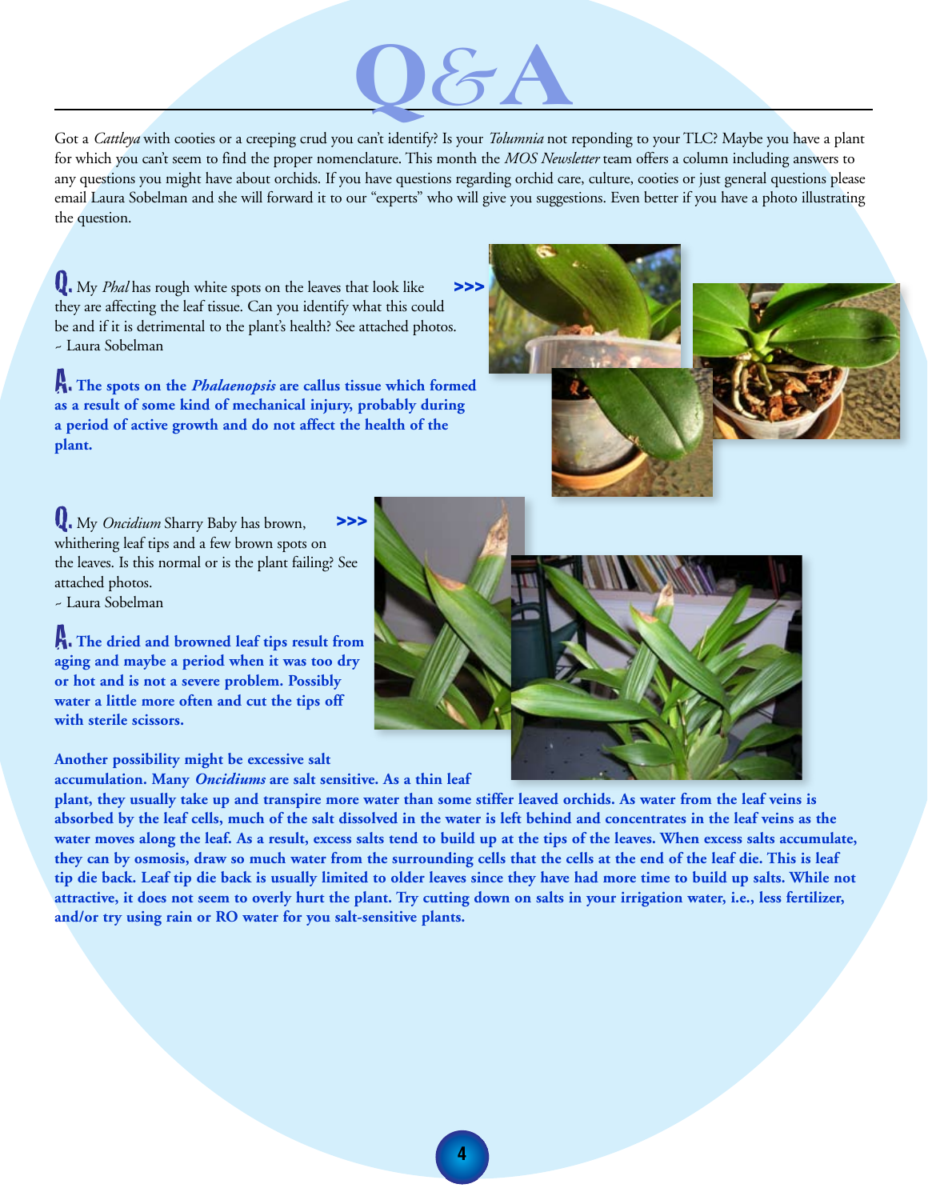# Q&A

Got a *Cattleya* with cooties or a creeping crud you can't identify? Is your *Tolumnia* not reponding to your TLC? Maybe you have a plant for which you can't seem to find the proper nomenclature. This month the *MOS Newsletter* team offers a column including answers to any questions you might have about orchids. If you have questions regarding orchid care, culture, cooties or just general questions please email Laura Sobelman and she will forward it to our "experts" who will give you suggestions. Even better if you have a photo illustrating the question.

**Q.** My *Phal* has rough white spots on the leaves that look like they are affecting the leaf tissue. Can you identify what this could be and if it is detrimental to the plant's health? See attached photos. >>>
~ Laura Sobelman

**A. The spots on the *Phalaenopsis* are callus tissue which formed as a result of some kind of mechanical injury, probably during a period of active growth and do not affect the health of the plant.**

**Q.** My *Oncidium* Sharry Baby has brown, whithering leaf tips and a few brown spots on the leaves. Is this normal or is the plant failing? See attached photos. >>>
~ Laura Sobelman

**A. The dried and browned leaf tips result from aging and maybe a period when it was too dry or hot and is not a severe problem. Possibly water a little more often and cut the tips off with sterile scissors.**

**Another possibility might be excessive salt accumulation. Many *Oncidiums* are salt sensitive. As a thin leaf plant, they usually take up and transpire more water than some stiffer leaved orchids. As water from the leaf veins is absorbed by the leaf cells, much of the salt dissolved in the water is left behind and concentrates in the leaf veins as the water moves along the leaf. As a result, excess salts tend to build up at the tips of the leaves. When excess salts accumulate, they can by osmosis, draw so much water from the surrounding cells that the cells at the end of the leaf die. This is leaf tip die back. Leaf tip die back is usually limited to older leaves since they have had more time to build up salts. While not attractive, it does not seem to overly hurt the plant. Try cutting down on salts in your irrigation water, i.e., less fertilizer, and/or try using rain or RO water for you salt-sensitive plants.**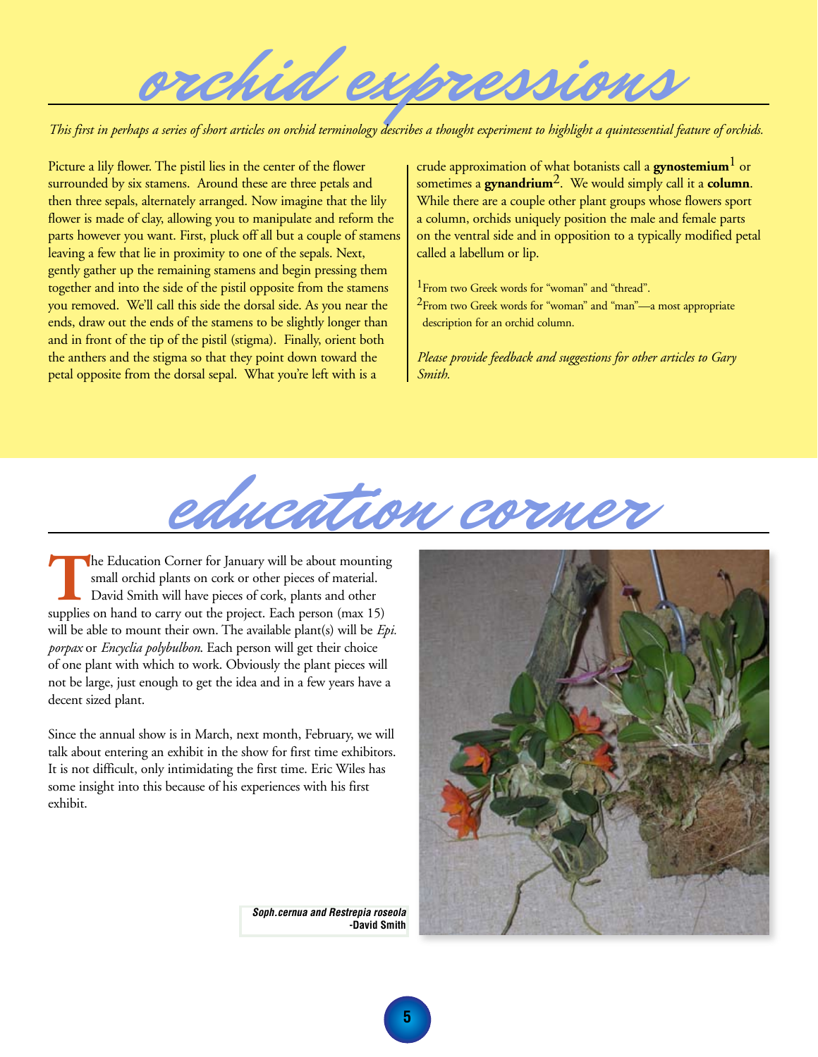# orchid expressions

*This first in perhaps a series of short articles on orchid terminology describes a thought experiment to highlight a quintessential feature of orchids.*

Picture a lily flower. The pistil lies in the center of the flower surrounded by six stamens. Around these are three petals and then three sepals, alternately arranged. Now imagine that the lily flower is made of clay, allowing you to manipulate and reform the parts however you want. First, pluck off all but a couple of stamens leaving a few that lie in proximity to one of the sepals. Next, gently gather up the remaining stamens and begin pressing them together and into the side of the pistil opposite from the stamens you removed. We'll call this side the dorsal side. As you near the ends, draw out the ends of the stamens to be slightly longer than and in front of the tip of the pistil (stigma). Finally, orient both the anthers and the stigma so that they point down toward the petal opposite from the dorsal sepal. What you're left with is a crude approximation of what botanists call a **gynostemium**[1] or sometimes a **gynandrium**[2]. We would simply call it a **column**. While there are a couple other plant groups whose flowers sport a column, orchids uniquely position the male and female parts on the ventral side and in opposition to a typically modified petal called a labellum or lip.

[1]From two Greek words for "woman" and "thread".

[2]From two Greek words for "woman" and "man"—a most appropriate description for an orchid column.

*Please provide feedback and suggestions for other articles to Gary Smith.*

# education corner

The Education Corner for January will be about mounting small orchid plants on cork or other pieces of material. David Smith will have pieces of cork, plants and other supplies on hand to carry out the project. Each person (max 15) will be able to mount their own. The available plant(s) will be *Epi. porpax* or *Encyclia polybulbon*. Each person will get their choice of one plant with which to work. Obviously the plant pieces will not be large, just enough to get the idea and in a few years have a decent sized plant.

Since the annual show is in March, next month, February, we will talk about entering an exhibit in the show for first time exhibitors. It is not difficult, only intimidating the first time. Eric Wiles has some insight into this because of his experiences with his first exhibit.

***Soph.cernua and Restrepia roseola* -David Smith**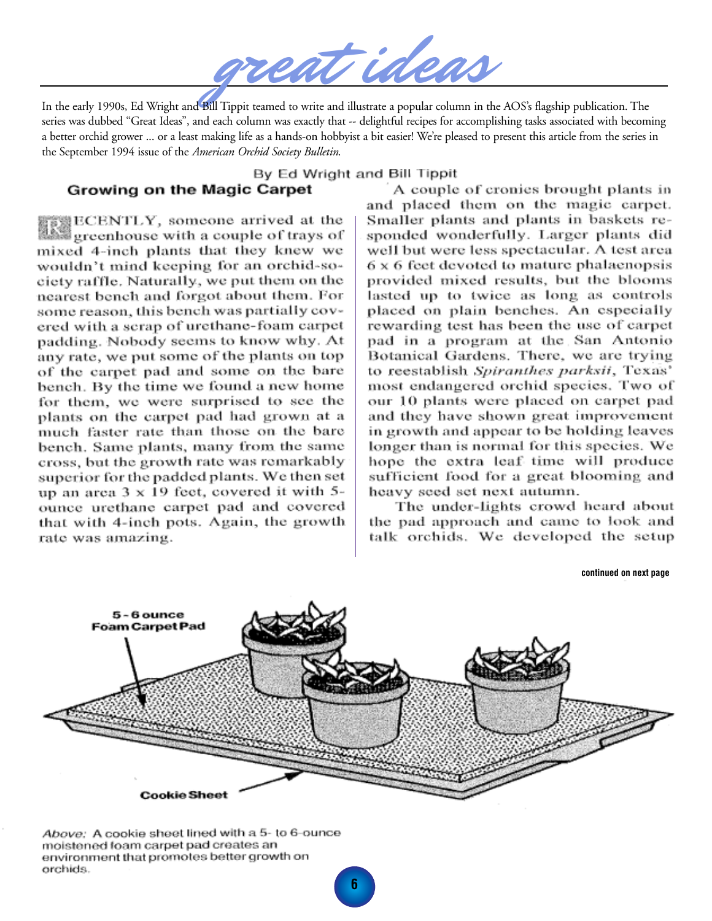# great ideas

In the early 1990s, Ed Wright and Bill Tippit teamed to write and illustrate a popular column in the AOS's flagship publication. The series was dubbed "Great Ideas", and each column was exactly that -- delightful recipes for accomplishing tasks associated with becoming a better orchid grower ... or a least making life as a hands-on hobbyist a bit easier! We're pleased to present this article from the series in the September 1994 issue of the *American Orchid Society Bulletin*.

By Ed Wright and Bill Tippit

## Growing on the Magic Carpet

RECENTLY, someone arrived at the greenhouse with a couple of trays of mixed 4-inch plants that they knew we wouldn't mind keeping for an orchid-society raffle. Naturally, we put them on the nearest bench and forgot about them. For some reason, this bench was partially covered with a scrap of urethane-foam carpet padding. Nobody seems to know why. At any rate, we put some of the plants on top of the carpet pad and some on the bare bench. By the time we found a new home for them, we were surprised to see the plants on the carpet pad had grown at a much faster rate than those on the bare bench. Same plants, many from the same cross, but the growth rate was remarkably superior for the padded plants. We then set up an area 3 x 19 feet, covered it with 5-ounce urethane carpet pad and covered that with 4-inch pots. Again, the growth rate was amazing.

A couple of cronies brought plants in and placed them on the magic carpet. Smaller plants and plants in baskets responded wonderfully. Larger plants did well but were less spectacular. A test area 6 x 6 feet devoted to mature phalaenopsis provided mixed results, but the blooms lasted up to twice as long as controls placed on plain benches. An especially rewarding test has been the use of carpet pad in a program at the San Antonio Botanical Gardens. There, we are trying to reestablish *Spiranthes parksii*, Texas' most endangered orchid species. Two of our 10 plants were placed on carpet pad and they have shown great improvement in growth and appear to be holding leaves longer than is normal for this species. We hope the extra leaf time will produce sufficient food for a great blooming and heavy seed set next autumn.

The under-lights crowd heard about the pad approach and came to look and talk orchids. We developed the setup

**continued on next page**

*Above:* A cookie sheet lined with a 5- to 6-ounce moistened foam carpet pad creates an environment that promotes better growth on orchids.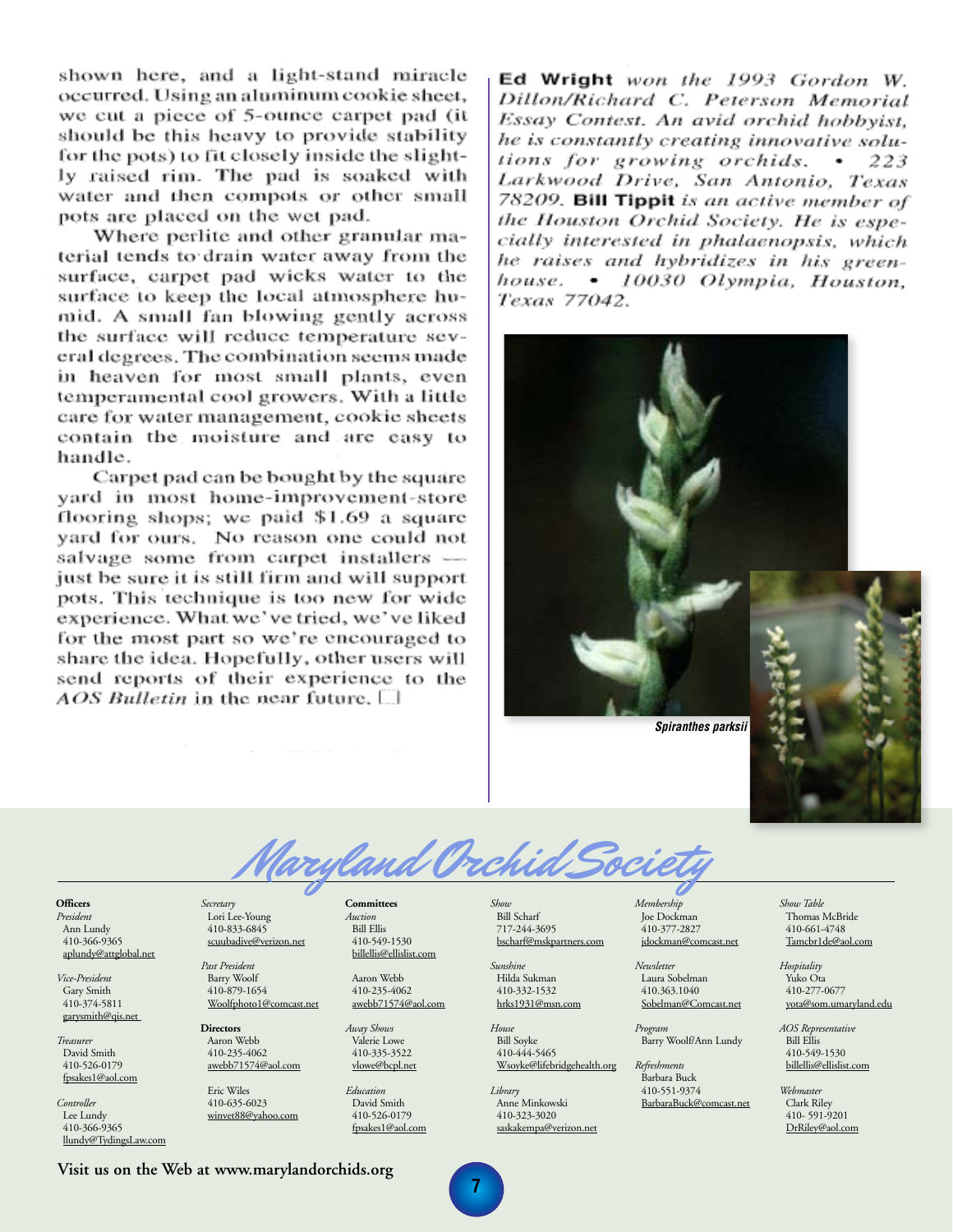shown here, and a light-stand miracle occurred. Using an aluminum cookie sheet, we cut a piece of 5-ounce carpet pad (it should be this heavy to provide stability for the pots) to fit closely inside the slightly raised rim. The pad is soaked with water and then compots or other small pots are placed on the wet pad.

Where perlite and other granular material tends to drain water away from the surface, carpet pad wicks water to the surface to keep the local atmosphere humid. A small fan blowing gently across the surface will reduce temperature several degrees. The combination seems made in heaven for most small plants, even temperamental cool growers. With a little care for water management, cookie sheets contain the moisture and are easy to handle.

Carpet pad can be bought by the square yard in most home-improvement-store flooring shops; we paid $1.69 a square yard for ours. No reason one could not salvage some from carpet installers — just be sure it is still firm and will support pots. This technique is too new for wide experience. What we've tried, we've liked for the most part so we're encouraged to share the idea. Hopefully, other users will send reports of their experience to the *AOS Bulletin* in the near future. ☐

**Ed Wright** *won the 1993 Gordon W. Dillon/Richard C. Peterson Memorial Essay Contest. An avid orchid hobbyist, he is constantly creating innovative solutions for growing orchids. • 223 Larkwood Drive, San Antonio, Texas 78209.* **Bill Tippit** *is an active member of the Houston Orchid Society. He is especially interested in phalaenopsis, which he raises and hybridizes in his greenhouse. • 10030 Olympia, Houston, Texas 77042.*

***Spiranthes parksii***

# *Maryland Orchid Society*

**Officers**

*President*
Ann Lundy
410-366-9365
aplundy@attglobal.net

*Vice-President*
Gary Smith
410-374-5811
garysmith@qis.net

*Treasurer*
David Smith
410-526-0179
fpsakes1@aol.com

*Controller*
Lee Lundy
410-366-9365
llundy@TydingsLaw.com

*Secretary*
Lori Lee-Young
410-833-6845
scuubadive@verizon.net

*Past President*
Barry Woolf
410-879-1654
Woolfphoto1@comcast.net

**Directors**
Aaron Webb
410-235-4062
awebb71574@aol.com

Eric Wiles
410-635-6023
winvet88@yahoo.com

**Committees**

*Auction*
Bill Ellis
410-549-1530
billellis@ellislist.com

Aaron Webb
410-235-4062
awebb71574@aol.com

*Away Shows*
Valerie Lowe
410-335-3522
vlowe@bcpl.net

*Education*
David Smith
410-526-0179
fpsakes1@aol.com

*Show*
Bill Scharf
717-244-3695
bscharf@mskpartners.com

*Sunshine*
Hilda Sukman
410-332-1532
hrks1931@msn.com

*House*
Bill Soyke
410-444-5465
Wsoyke@lifebridgehealth.org

*Library*
Anne Minkowski
410-323-3020
saskakempa@verizon.net

*Membership*
Joe Dockman
410-377-2827
jdockman@comcast.net

*Newsletter*
Laura Sobelman
410.363.1040
Sobelman@Comcast.net

*Program*
Barry Woolf/Ann Lundy

*Refreshments*
Barbara Buck
410-551-9374
BarbaraBuck@comcast.net

*Show Table*
Thomas McBride
410-661-4748
Tamcbr1de@aol.com

*Hospitality*
Yuko Ota
410-277-0677
yota@som.umaryland.edu

*AOS Representative*
Bill Ellis
410-549-1530
billellis@ellislist.com

*Webmaster*
Clark Riley
410- 591-9201
DrRiley@aol.com

**Visit us on the Web at www.marylandorchids.org**